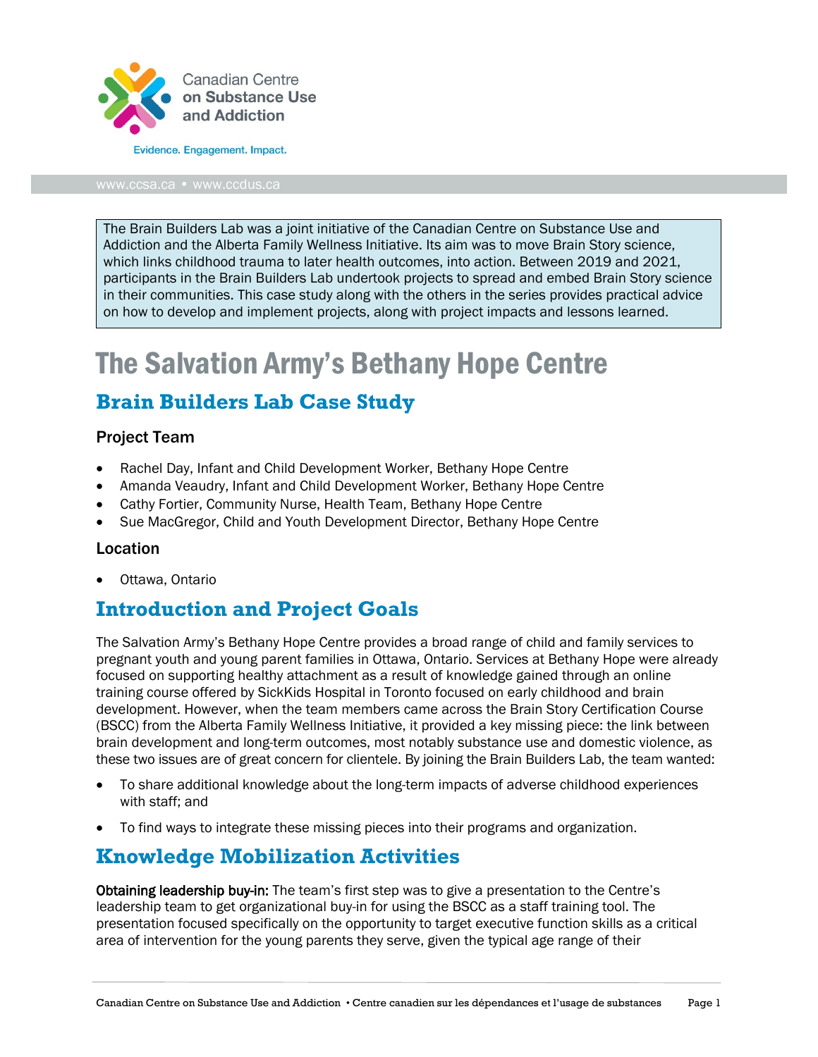Canadian Centre on Substance Use and Addiction

Evidence. Engagement. Impact.

www.ccsa.ca • www.ccdus.ca

> The Brain Builders Lab was a joint initiative of the Canadian Centre on Substance Use and Addiction and the Alberta Family Wellness Initiative. Its aim was to move Brain Story science, which links childhood trauma to later health outcomes, into action. Between 2019 and 2021, participants in the Brain Builders Lab undertook projects to spread and embed Brain Story science in their communities. This case study along with the others in the series provides practical advice on how to develop and implement projects, along with project impacts and lessons learned.

# The Salvation Army's Bethany Hope Centre

## Brain Builders Lab Case Study

### Project Team

- Rachel Day, Infant and Child Development Worker, Bethany Hope Centre
- Amanda Veaudry, Infant and Child Development Worker, Bethany Hope Centre
- Cathy Fortier, Community Nurse, Health Team, Bethany Hope Centre
- Sue MacGregor, Child and Youth Development Director, Bethany Hope Centre

### Location

- Ottawa, Ontario

## Introduction and Project Goals

The Salvation Army's Bethany Hope Centre provides a broad range of child and family services to pregnant youth and young parent families in Ottawa, Ontario. Services at Bethany Hope were already focused on supporting healthy attachment as a result of knowledge gained through an online training course offered by SickKids Hospital in Toronto focused on early childhood and brain development. However, when the team members came across the Brain Story Certification Course (BSCC) from the Alberta Family Wellness Initiative, it provided a key missing piece: the link between brain development and long-term outcomes, most notably substance use and domestic violence, as these two issues are of great concern for clientele. By joining the Brain Builders Lab, the team wanted:

- To share additional knowledge about the long-term impacts of adverse childhood experiences with staff; and
- To find ways to integrate these missing pieces into their programs and organization.

## Knowledge Mobilization Activities

**Obtaining leadership buy-in:** The team's first step was to give a presentation to the Centre's leadership team to get organizational buy-in for using the BSCC as a staff training tool. The presentation focused specifically on the opportunity to target executive function skills as a critical area of intervention for the young parents they serve, given the typical age range of their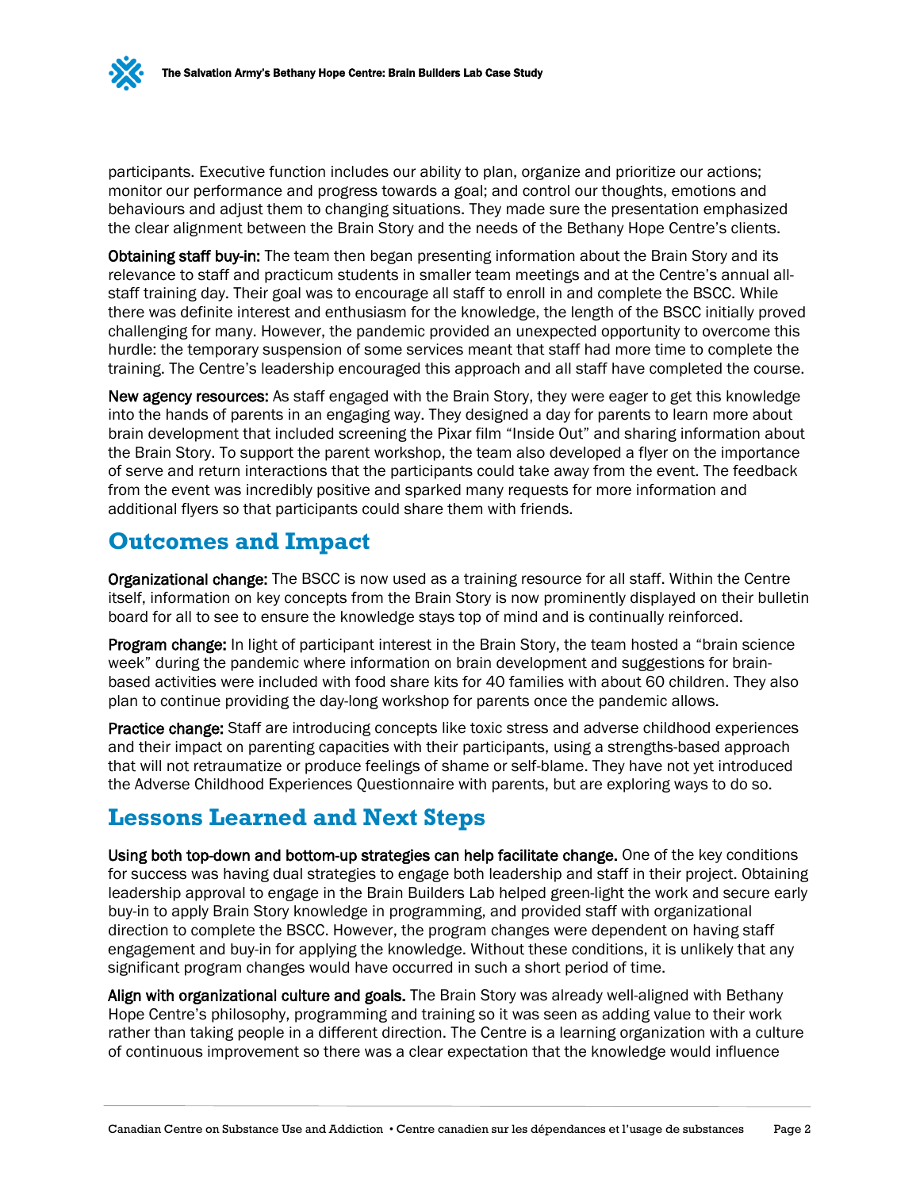participants. Executive function includes our ability to plan, organize and prioritize our actions; monitor our performance and progress towards a goal; and control our thoughts, emotions and behaviours and adjust them to changing situations. They made sure the presentation emphasized the clear alignment between the Brain Story and the needs of the Bethany Hope Centre's clients.

**Obtaining staff buy-in:** The team then began presenting information about the Brain Story and its relevance to staff and practicum students in smaller team meetings and at the Centre's annual all-staff training day. Their goal was to encourage all staff to enroll in and complete the BSCC. While there was definite interest and enthusiasm for the knowledge, the length of the BSCC initially proved challenging for many. However, the pandemic provided an unexpected opportunity to overcome this hurdle: the temporary suspension of some services meant that staff had more time to complete the training. The Centre's leadership encouraged this approach and all staff have completed the course.

**New agency resources:** As staff engaged with the Brain Story, they were eager to get this knowledge into the hands of parents in an engaging way. They designed a day for parents to learn more about brain development that included screening the Pixar film "Inside Out" and sharing information about the Brain Story. To support the parent workshop, the team also developed a flyer on the importance of serve and return interactions that the participants could take away from the event. The feedback from the event was incredibly positive and sparked many requests for more information and additional flyers so that participants could share them with friends.

## Outcomes and Impact

**Organizational change:** The BSCC is now used as a training resource for all staff. Within the Centre itself, information on key concepts from the Brain Story is now prominently displayed on their bulletin board for all to see to ensure the knowledge stays top of mind and is continually reinforced.

**Program change:** In light of participant interest in the Brain Story, the team hosted a "brain science week" during the pandemic where information on brain development and suggestions for brain-based activities were included with food share kits for 40 families with about 60 children. They also plan to continue providing the day-long workshop for parents once the pandemic allows.

**Practice change:** Staff are introducing concepts like toxic stress and adverse childhood experiences and their impact on parenting capacities with their participants, using a strengths-based approach that will not retraumatize or produce feelings of shame or self-blame. They have not yet introduced the Adverse Childhood Experiences Questionnaire with parents, but are exploring ways to do so.

## Lessons Learned and Next Steps

**Using both top-down and bottom-up strategies can help facilitate change.** One of the key conditions for success was having dual strategies to engage both leadership and staff in their project. Obtaining leadership approval to engage in the Brain Builders Lab helped green-light the work and secure early buy-in to apply Brain Story knowledge in programming, and provided staff with organizational direction to complete the BSCC. However, the program changes were dependent on having staff engagement and buy-in for applying the knowledge. Without these conditions, it is unlikely that any significant program changes would have occurred in such a short period of time.

**Align with organizational culture and goals.** The Brain Story was already well-aligned with Bethany Hope Centre's philosophy, programming and training so it was seen as adding value to their work rather than taking people in a different direction. The Centre is a learning organization with a culture of continuous improvement so there was a clear expectation that the knowledge would influence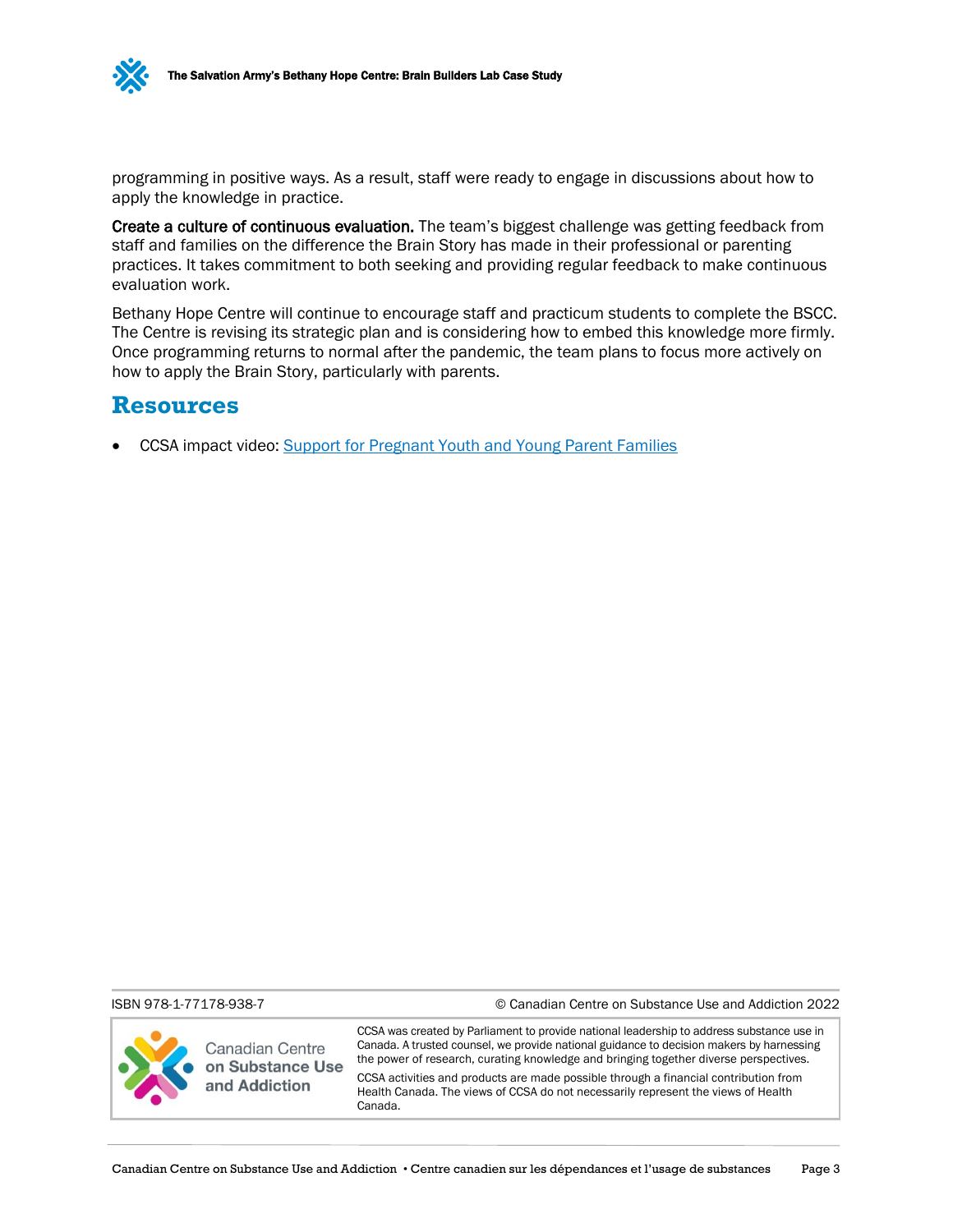programming in positive ways. As a result, staff were ready to engage in discussions about how to apply the knowledge in practice.

**Create a culture of continuous evaluation.** The team's biggest challenge was getting feedback from staff and families on the difference the Brain Story has made in their professional or parenting practices. It takes commitment to both seeking and providing regular feedback to make continuous evaluation work.

Bethany Hope Centre will continue to encourage staff and practicum students to complete the BSCC. The Centre is revising its strategic plan and is considering how to embed this knowledge more firmly. Once programming returns to normal after the pandemic, the team plans to focus more actively on how to apply the Brain Story, particularly with parents.

## Resources

- CCSA impact video: Support for Pregnant Youth and Young Parent Families

ISBN 978-1-77178-938-7

© Canadian Centre on Substance Use and Addiction 2022

Canadian Centre on Substance Use and Addiction

CCSA was created by Parliament to provide national leadership to address substance use in Canada. A trusted counsel, we provide national guidance to decision makers by harnessing the power of research, curating knowledge and bringing together diverse perspectives.

CCSA activities and products are made possible through a financial contribution from Health Canada. The views of CCSA do not necessarily represent the views of Health Canada.